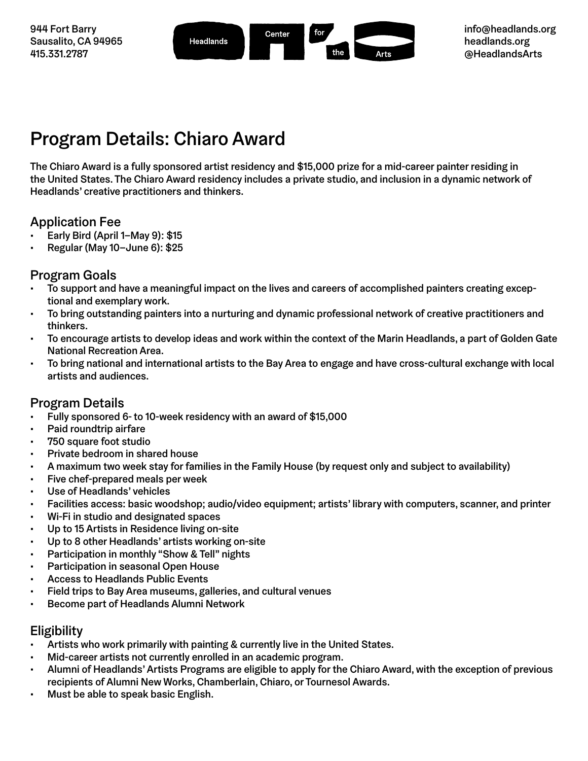944 Fort Barry
Sausalito, CA 94965
415.331.2787

Headlands Center for the Arts

info@headlands.org
headlands.org
@HeadlandsArts

# Program Details: Chiaro Award

The Chiaro Award is a fully sponsored artist residency and $15,000 prize for a mid-career painter residing in the United States. The Chiaro Award residency includes a private studio, and inclusion in a dynamic network of Headlands' creative practitioners and thinkers.

## Application Fee

- Early Bird (April 1–May 9): $15
- Regular (May 10–June 6): $25

## Program Goals

- To support and have a meaningful impact on the lives and careers of accomplished painters creating exceptional and exemplary work.
- To bring outstanding painters into a nurturing and dynamic professional network of creative practitioners and thinkers.
- To encourage artists to develop ideas and work within the context of the Marin Headlands, a part of Golden Gate National Recreation Area.
- To bring national and international artists to the Bay Area to engage and have cross-cultural exchange with local artists and audiences.

## Program Details

- Fully sponsored 6- to 10-week residency with an award of $15,000
- Paid roundtrip airfare
- 750 square foot studio
- Private bedroom in shared house
- A maximum two week stay for families in the Family House (by request only and subject to availability)
- Five chef-prepared meals per week
- Use of Headlands' vehicles
- Facilities access: basic woodshop; audio/video equipment; artists' library with computers, scanner, and printer
- Wi-Fi in studio and designated spaces
- Up to 15 Artists in Residence living on-site
- Up to 8 other Headlands' artists working on-site
- Participation in monthly "Show & Tell" nights
- Participation in seasonal Open House
- Access to Headlands Public Events
- Field trips to Bay Area museums, galleries, and cultural venues
- Become part of Headlands Alumni Network

## Eligibility

- Artists who work primarily with painting & currently live in the United States.
- Mid-career artists not currently enrolled in an academic program.
- Alumni of Headlands' Artists Programs are eligible to apply for the Chiaro Award, with the exception of previous recipients of Alumni New Works, Chamberlain, Chiaro, or Tournesol Awards.
- Must be able to speak basic English.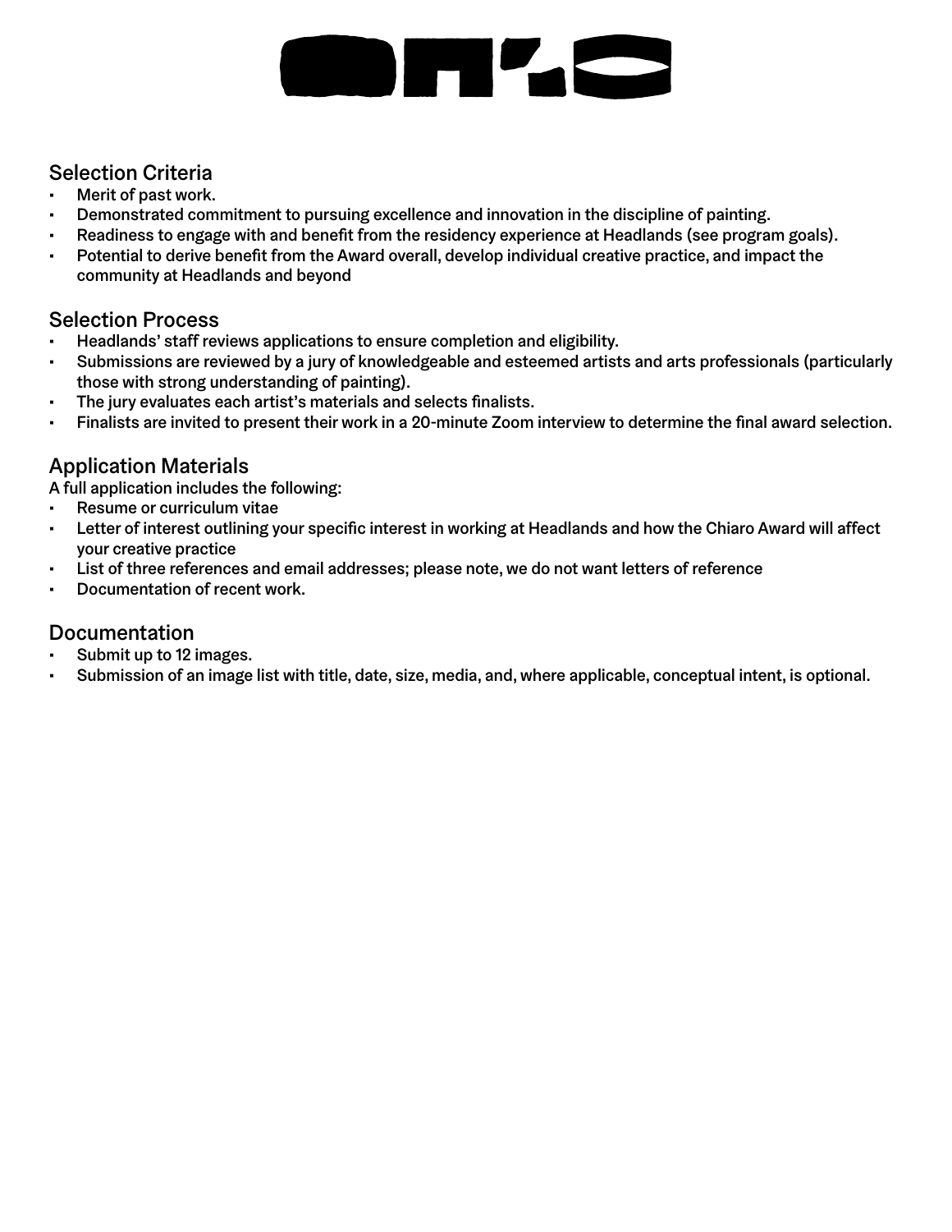## Selection Criteria

- Merit of past work.
- Demonstrated commitment to pursuing excellence and innovation in the discipline of painting.
- Readiness to engage with and benefit from the residency experience at Headlands (see program goals).
- Potential to derive benefit from the Award overall, develop individual creative practice, and impact the community at Headlands and beyond

## Selection Process

- Headlands' staff reviews applications to ensure completion and eligibility.
- Submissions are reviewed by a jury of knowledgeable and esteemed artists and arts professionals (particularly those with strong understanding of painting).
- The jury evaluates each artist's materials and selects finalists.
- Finalists are invited to present their work in a 20-minute Zoom interview to determine the final award selection.

## Application Materials

A full application includes the following:

- Resume or curriculum vitae
- Letter of interest outlining your specific interest in working at Headlands and how the Chiaro Award will affect your creative practice
- List of three references and email addresses; please note, we do not want letters of reference
- Documentation of recent work.

## Documentation

- Submit up to 12 images.
- Submission of an image list with title, date, size, media, and, where applicable, conceptual intent, is optional.